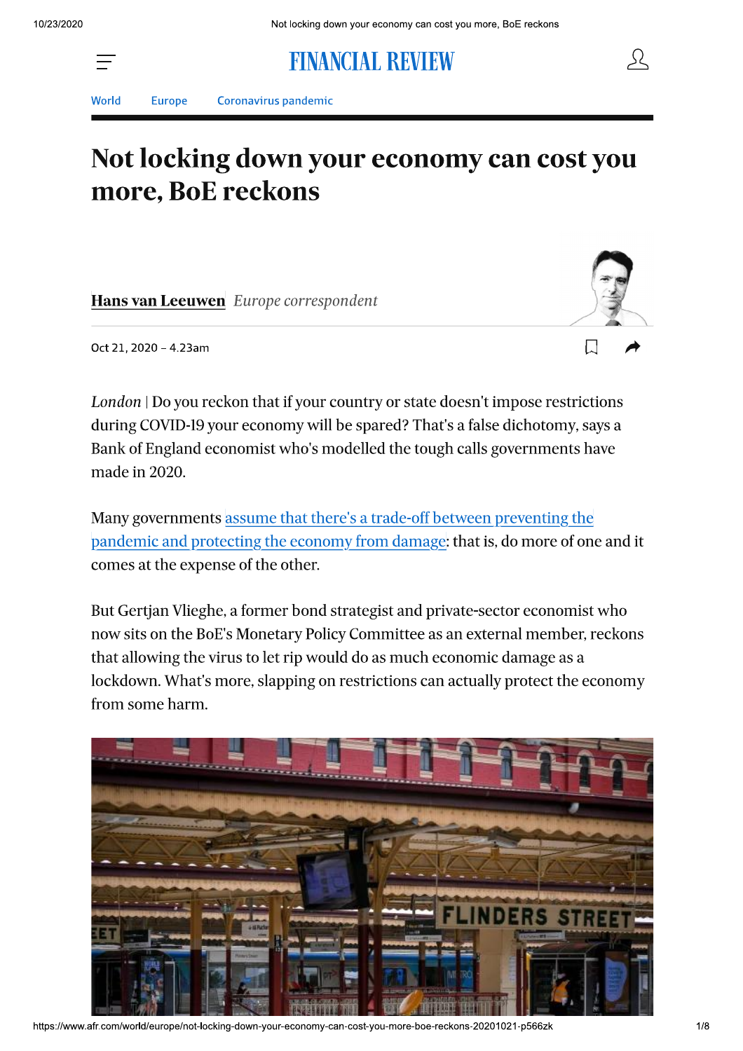World · Europe · Coronavirus pandemic

# Not locking down your economy can cost you more, BoE reckons

**Hans van Leeuwen** *Europe correspondent*

Oct 21, 2020 – 4.23am

*London* | Do you reckon that if your country or state doesn't impose restrictions during COVID-19 your economy will be spared? That's a false dichotomy, says a Bank of England economist who's modelled the tough calls governments have made in 2020.

Many governments assume that there's a trade-off between preventing the pandemic and protecting the economy from damage: that is, do more of one and it comes at the expense of the other.

But Gertjan Vlieghe, a former bond strategist and private-sector economist who now sits on the BoE's Monetary Policy Committee as an external member, reckons that allowing the virus to let rip would do as much economic damage as a lockdown. What's more, slapping on restrictions can actually protect the economy from some harm.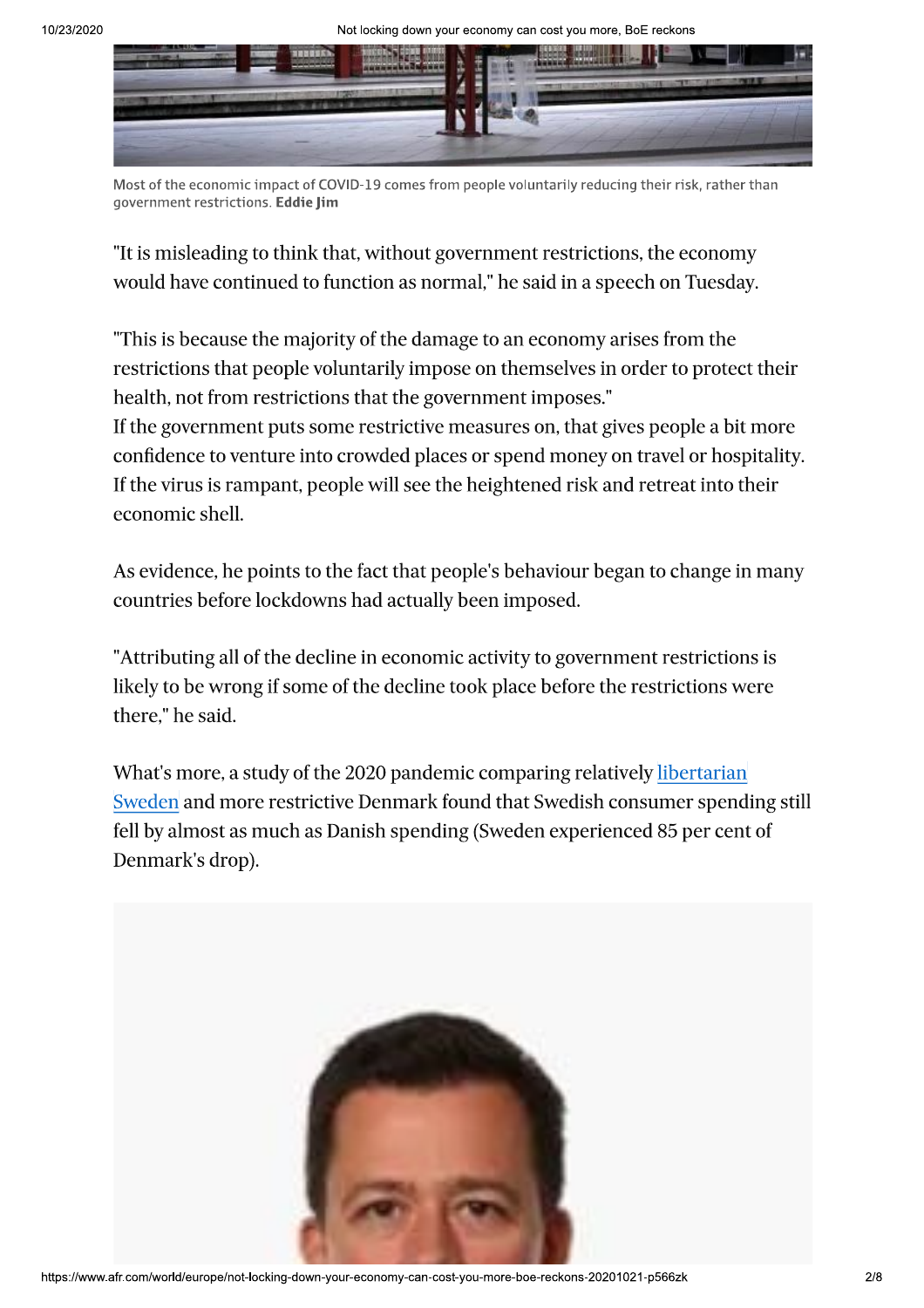Most of the economic impact of COVID-19 comes from people voluntarily reducing their risk, rather than government restrictions. **Eddie Jim**

"It is misleading to think that, without government restrictions, the economy would have continued to function as normal," he said in a speech on Tuesday.

"This is because the majority of the damage to an economy arises from the restrictions that people voluntarily impose on themselves in order to protect their health, not from restrictions that the government imposes."

If the government puts some restrictive measures on, that gives people a bit more confidence to venture into crowded places or spend money on travel or hospitality. If the virus is rampant, people will see the heightened risk and retreat into their economic shell.

As evidence, he points to the fact that people's behaviour began to change in many countries before lockdowns had actually been imposed.

"Attributing all of the decline in economic activity to government restrictions is likely to be wrong if some of the decline took place before the restrictions were there," he said.

What's more, a study of the 2020 pandemic comparing relatively libertarian Sweden and more restrictive Denmark found that Swedish consumer spending still fell by almost as much as Danish spending (Sweden experienced 85 per cent of Denmark's drop).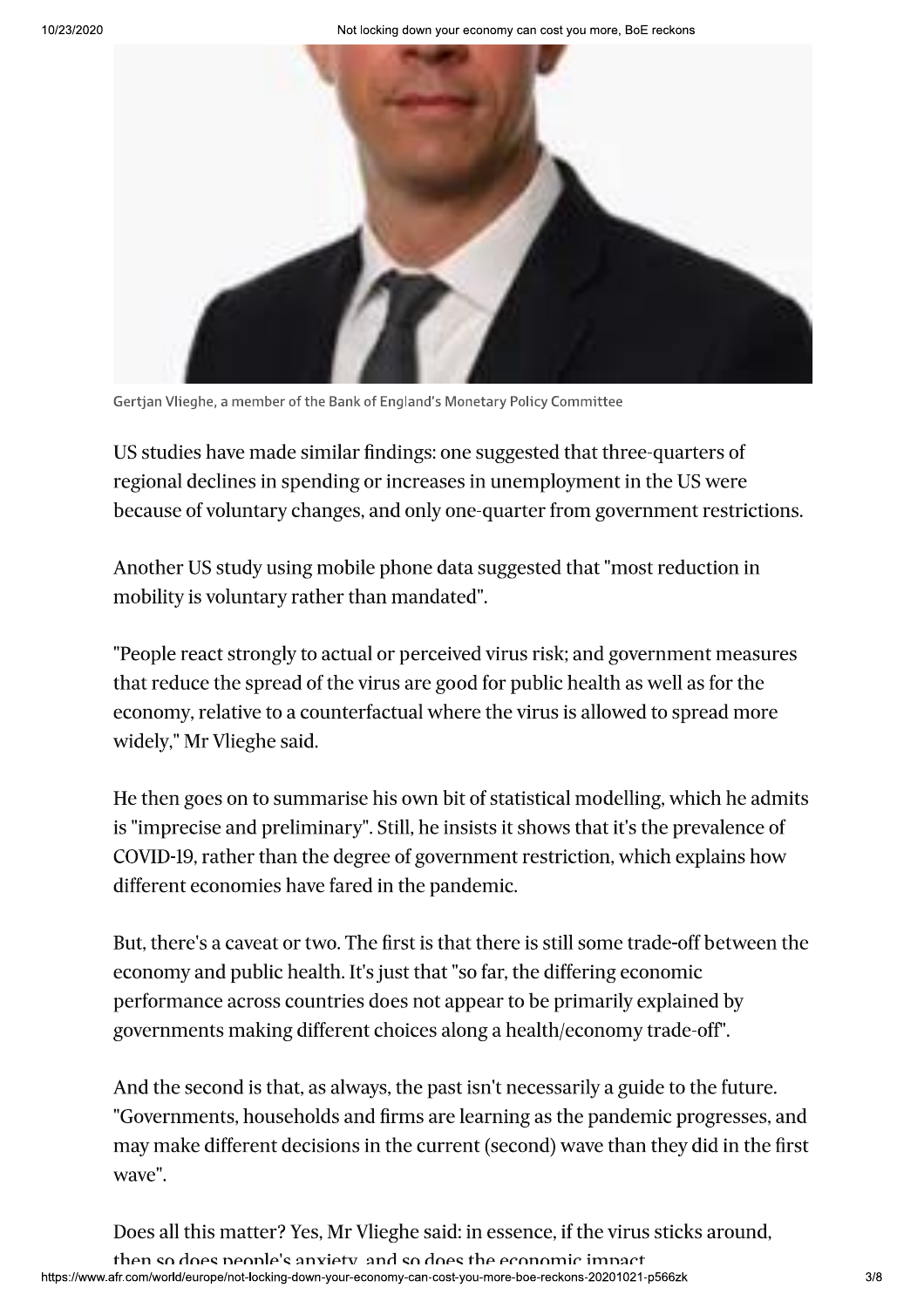Gertjan Vlieghe, a member of the Bank of England's Monetary Policy Committee

US studies have made similar findings: one suggested that three-quarters of regional declines in spending or increases in unemployment in the US were because of voluntary changes, and only one-quarter from government restrictions.

Another US study using mobile phone data suggested that "most reduction in mobility is voluntary rather than mandated".

"People react strongly to actual or perceived virus risk; and government measures that reduce the spread of the virus are good for public health as well as for the economy, relative to a counterfactual where the virus is allowed to spread more widely," Mr Vlieghe said.

He then goes on to summarise his own bit of statistical modelling, which he admits is "imprecise and preliminary". Still, he insists it shows that it's the prevalence of COVID-19, rather than the degree of government restriction, which explains how different economies have fared in the pandemic.

But, there's a caveat or two. The first is that there is still some trade-off between the economy and public health. It's just that "so far, the differing economic performance across countries does not appear to be primarily explained by governments making different choices along a health/economy trade-off".

And the second is that, as always, the past isn't necessarily a guide to the future. "Governments, households and firms are learning as the pandemic progresses, and may make different decisions in the current (second) wave than they did in the first wave".

Does all this matter? Yes, Mr Vlieghe said: in essence, if the virus sticks around, then so does people's anxiety, and so does the economic impact.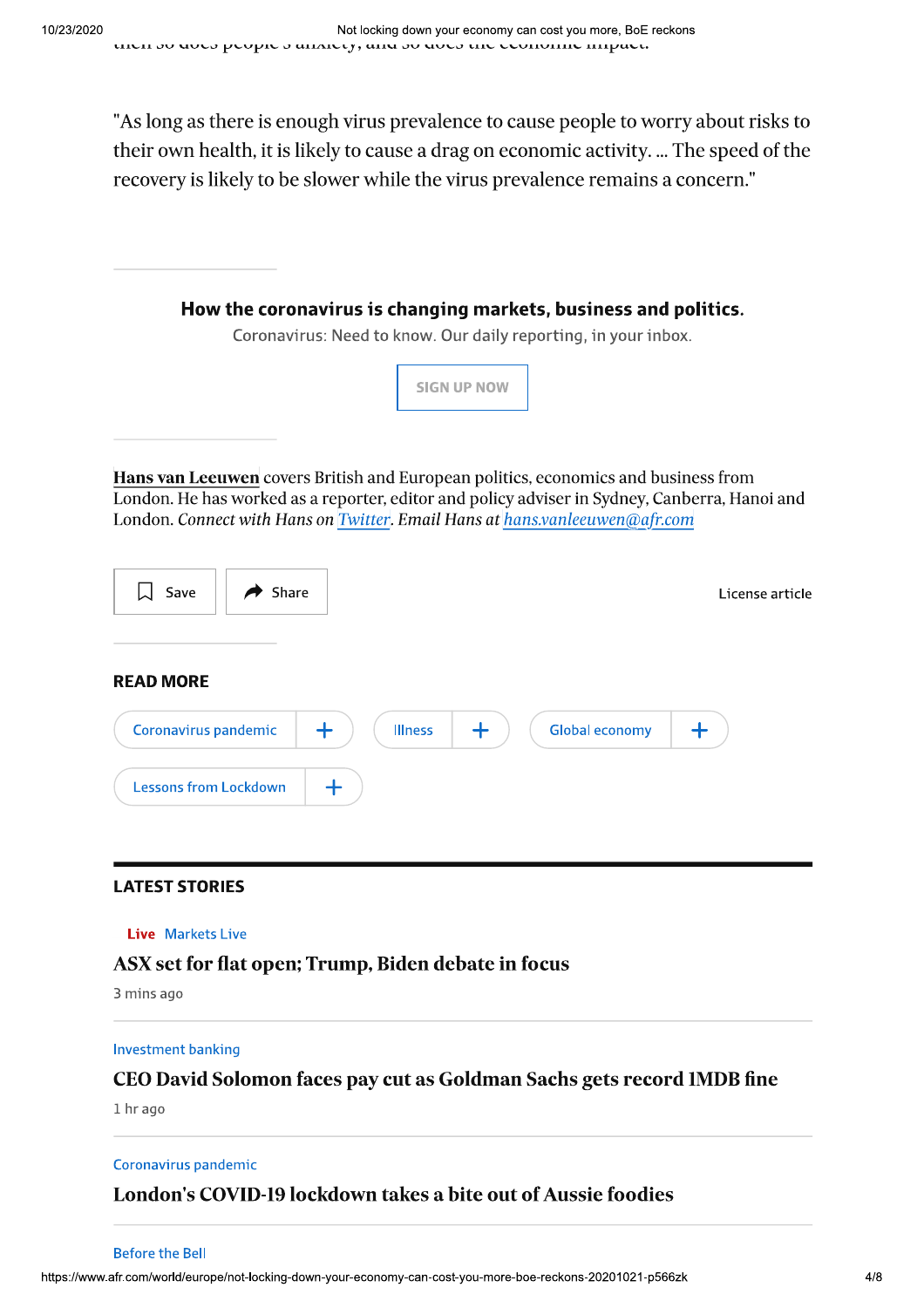then so does people's anxiety, and so does the economic impact.

"As long as there is enough virus prevalence to cause people to worry about risks to their own health, it is likely to cause a drag on economic activity. ... The speed of the recovery is likely to be slower while the virus prevalence remains a concern."

**How the coronavirus is changing markets, business and politics.**

Coronavirus: Need to know. Our daily reporting, in your inbox.

SIGN UP NOW

**Hans van Leeuwen** covers British and European politics, economics and business from London. He has worked as a reporter, editor and policy adviser in Sydney, Canberra, Hanoi and London. *Connect with Hans on Twitter. Email Hans at hans.vanleeuwen@afr.com*

Save | Share | License article

## READ MORE

Coronavirus pandemic + | Illness + | Global economy + | Lessons from Lockdown +

## LATEST STORIES

**Live** Markets Live

### ASX set for flat open; Trump, Biden debate in focus

3 mins ago

Investment banking

### CEO David Solomon faces pay cut as Goldman Sachs gets record 1MDB fine

1 hr ago

Coronavirus pandemic

### London's COVID-19 lockdown takes a bite out of Aussie foodies

Before the Bell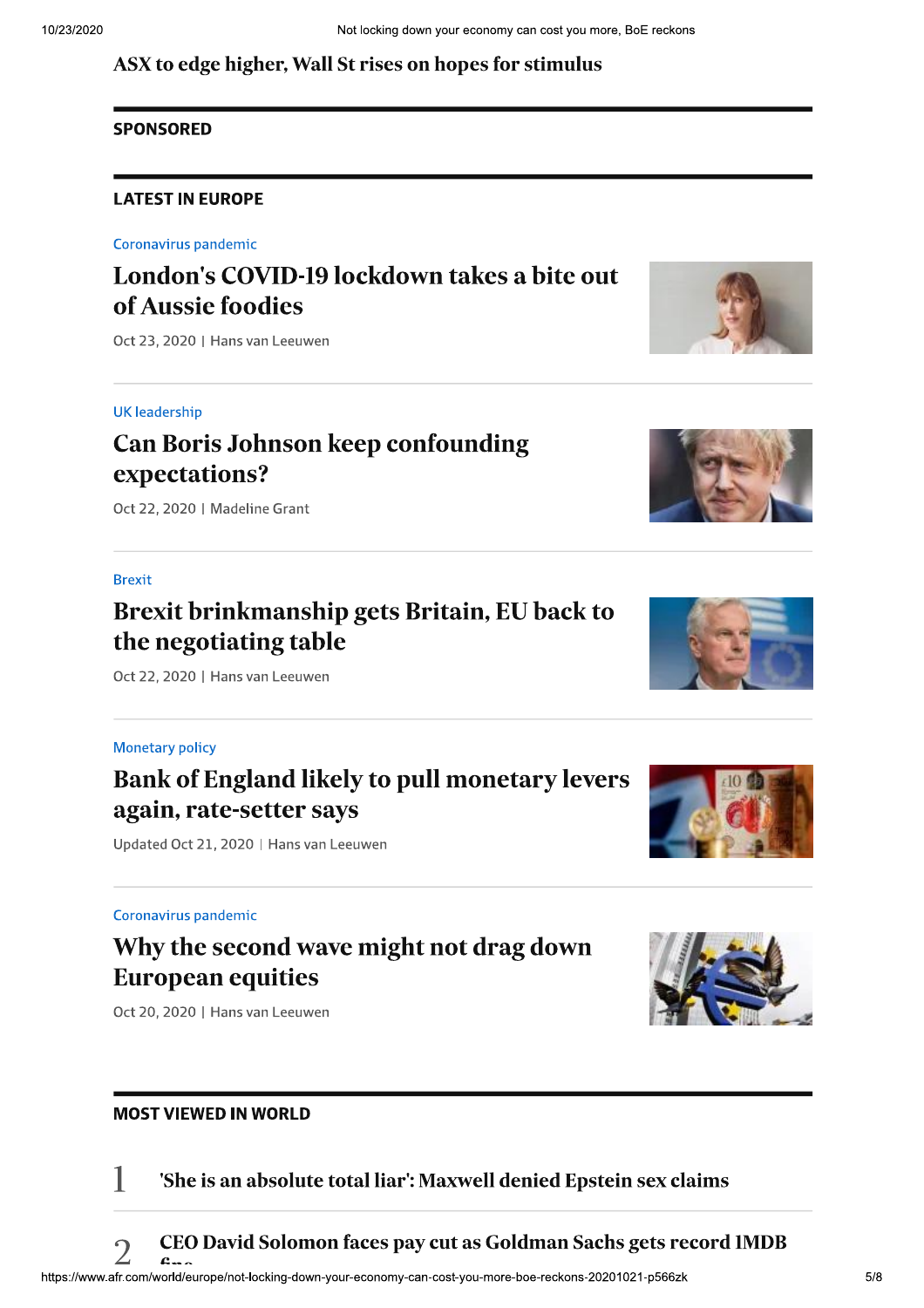ASX to edge higher, Wall St rises on hopes for stimulus

## SPONSORED

## LATEST IN EUROPE

Coronavirus pandemic

### London's COVID-19 lockdown takes a bite out of Aussie foodies

Oct 23, 2020 | Hans van Leeuwen

UK leadership

### Can Boris Johnson keep confounding expectations?

Oct 22, 2020 | Madeline Grant

Brexit

### Brexit brinkmanship gets Britain, EU back to the negotiating table

Oct 22, 2020 | Hans van Leeuwen

Monetary policy

### Bank of England likely to pull monetary levers again, rate-setter says

Updated Oct 21, 2020 | Hans van Leeuwen

Coronavirus pandemic

### Why the second wave might not drag down European equities

Oct 20, 2020 | Hans van Leeuwen

## MOST VIEWED IN WORLD

1. 'She is an absolute total liar': Maxwell denied Epstein sex claims

2. CEO David Solomon faces pay cut as Goldman Sachs gets record 1MDB fine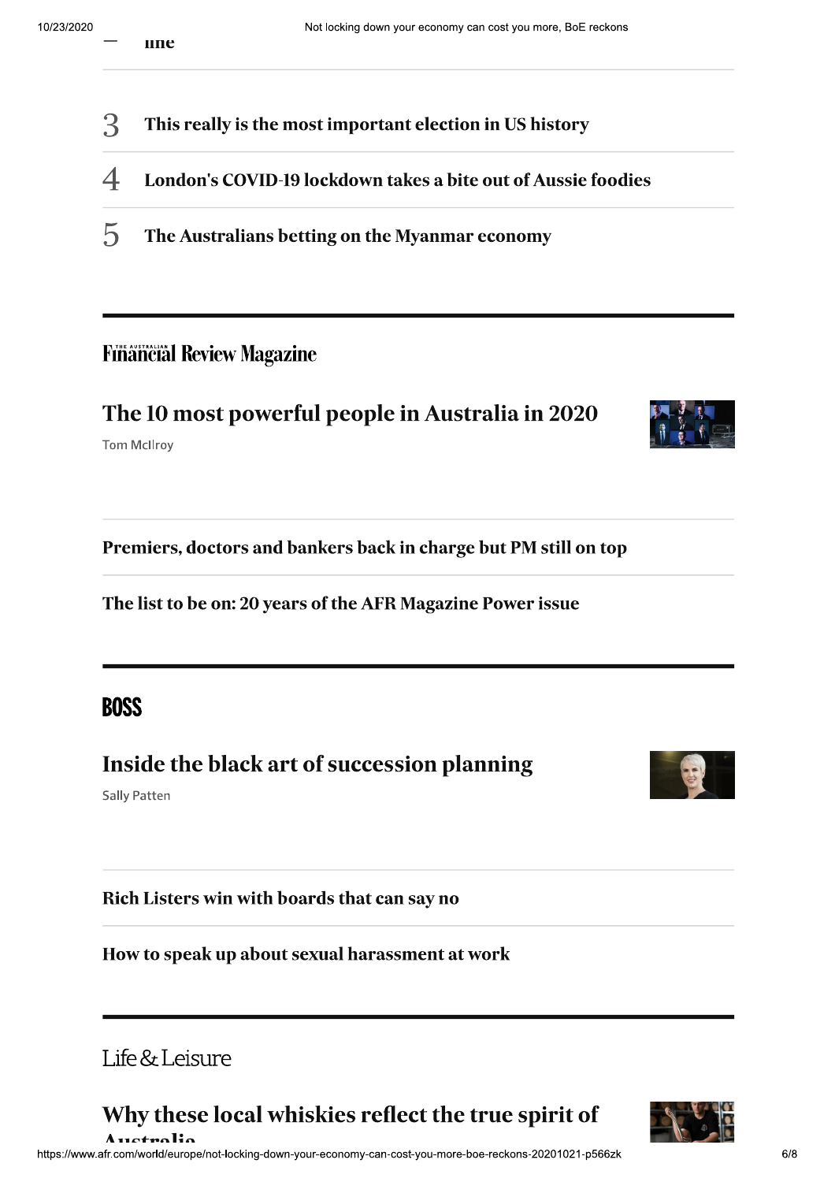— line

3 **This really is the most important election in US history**

4 **London's COVID-19 lockdown takes a bite out of Aussie foodies**

5 **The Australians betting on the Myanmar economy**

## The Australian Financial Review Magazine

### The 10 most powerful people in Australia in 2020

Tom McIlroy

**Premiers, doctors and bankers back in charge but PM still on top**

**The list to be on: 20 years of the AFR Magazine Power issue**

## BOSS

### Inside the black art of succession planning

Sally Patten

**Rich Listers win with boards that can say no**

**How to speak up about sexual harassment at work**

## Life & Leisure

### Why these local whiskies reflect the true spirit of Australia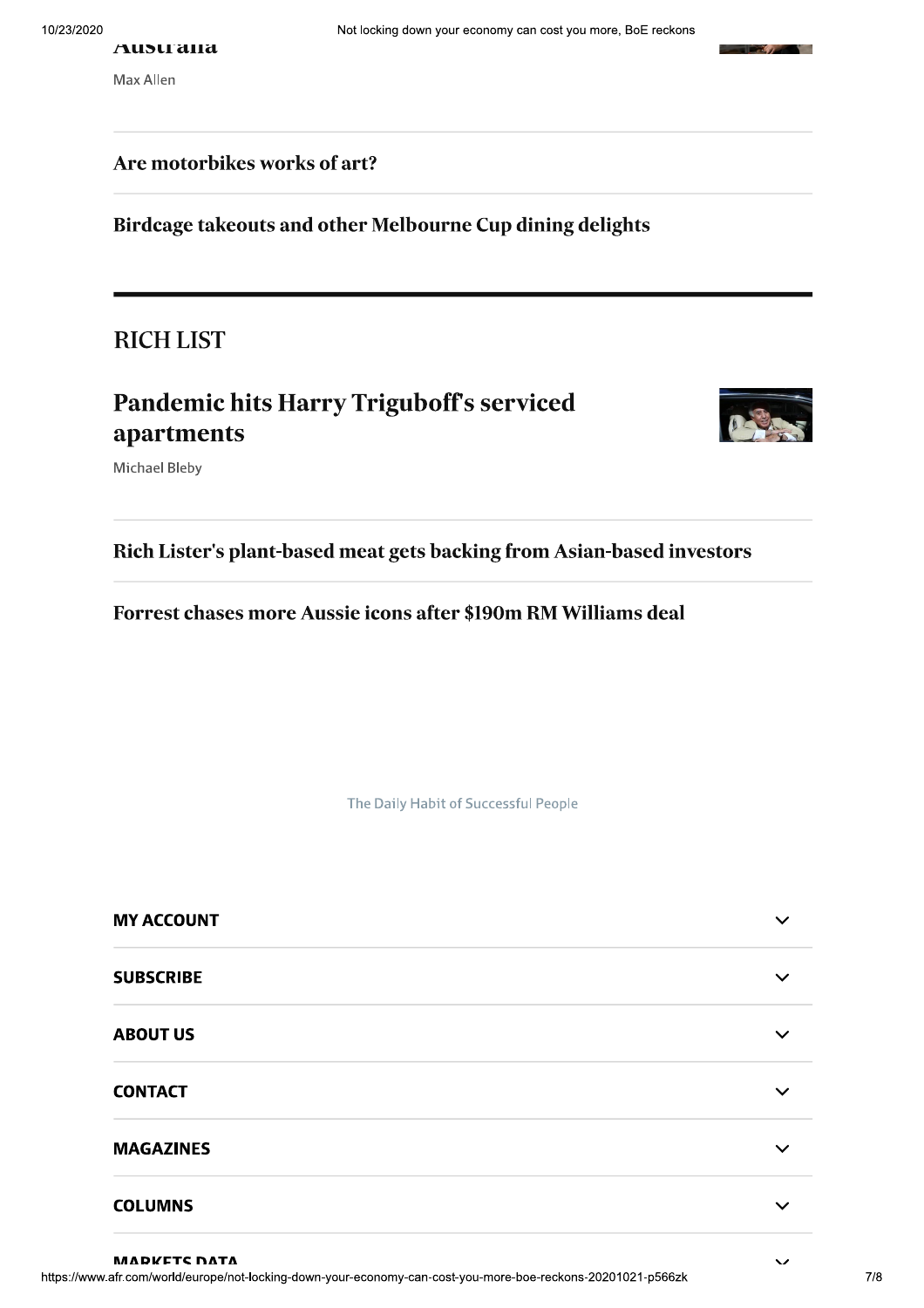### Australia

Max Allen

### Are motorbikes works of art?

### Birdcage takeouts and other Melbourne Cup dining delights

## RICH LIST

### Pandemic hits Harry Triguboff's serviced apartments

Michael Bleby

### Rich Lister's plant-based meat gets backing from Asian-based investors

### Forrest chases more Aussie icons after $190m RM Williams deal

The Daily Habit of Successful People

**MY ACCOUNT**

**SUBSCRIBE**

**ABOUT US**

**CONTACT**

**MAGAZINES**

**COLUMNS**

**MARKETS DATA**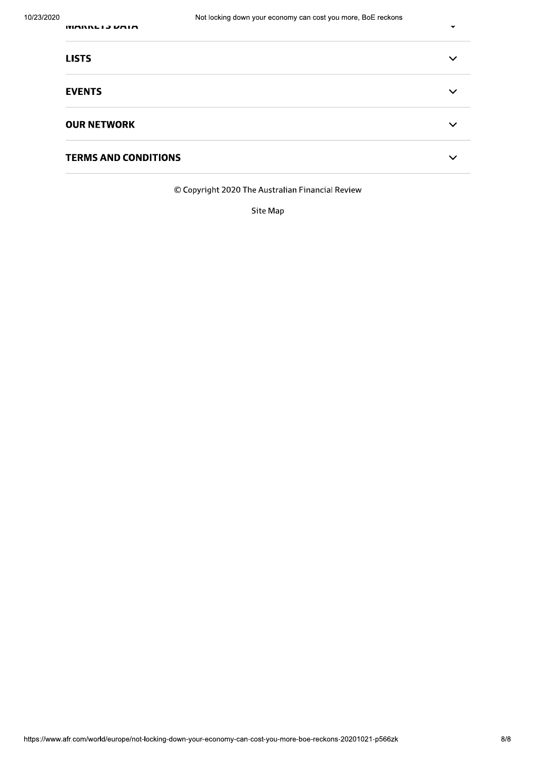**MARKETS DATA**

**LISTS**

**EVENTS**

**OUR NETWORK**

**TERMS AND CONDITIONS**

© Copyright 2020 The Australian Financial Review

Site Map